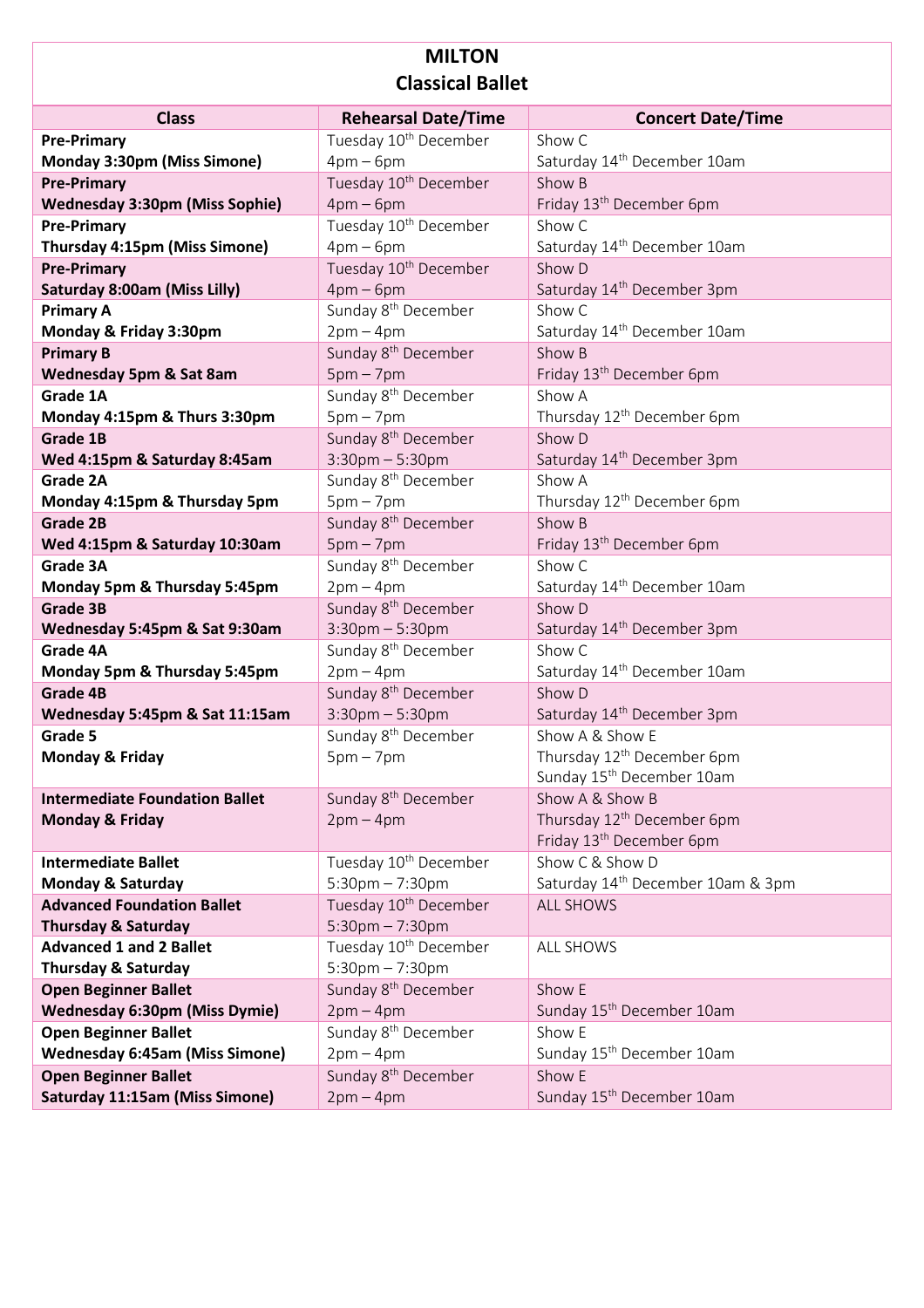# MILTON
## Classical Ballet

| Class | Rehearsal Date/Time | Concert Date/Time |
|---|---|---|
| **Pre-Primary Monday 3:30pm (Miss Simone)** | Tuesday 10th December 4pm – 6pm | Show C Saturday 14th December 10am |
| **Pre-Primary Wednesday 3:30pm (Miss Sophie)** | Tuesday 10th December 4pm – 6pm | Show B Friday 13th December 6pm |
| **Pre-Primary Thursday 4:15pm (Miss Simone)** | Tuesday 10th December 4pm – 6pm | Show C Saturday 14th December 10am |
| **Pre-Primary Saturday 8:00am (Miss Lilly)** | Tuesday 10th December 4pm – 6pm | Show D Saturday 14th December 3pm |
| **Primary A Monday & Friday 3:30pm** | Sunday 8th December 2pm – 4pm | Show C Saturday 14th December 10am |
| **Primary B Wednesday 5pm & Sat 8am** | Sunday 8th December 5pm – 7pm | Show B Friday 13th December 6pm |
| **Grade 1A Monday 4:15pm & Thurs 3:30pm** | Sunday 8th December 5pm – 7pm | Show A Thursday 12th December 6pm |
| **Grade 1B Wed 4:15pm & Saturday 8:45am** | Sunday 8th December 3:30pm – 5:30pm | Show D Saturday 14th December 3pm |
| **Grade 2A Monday 4:15pm & Thursday 5pm** | Sunday 8th December 5pm – 7pm | Show A Thursday 12th December 6pm |
| **Grade 2B Wed 4:15pm & Saturday 10:30am** | Sunday 8th December 5pm – 7pm | Show B Friday 13th December 6pm |
| **Grade 3A Monday 5pm & Thursday 5:45pm** | Sunday 8th December 2pm – 4pm | Show C Saturday 14th December 10am |
| **Grade 3B Wednesday 5:45pm & Sat 9:30am** | Sunday 8th December 3:30pm – 5:30pm | Show D Saturday 14th December 3pm |
| **Grade 4A Monday 5pm & Thursday 5:45pm** | Sunday 8th December 2pm – 4pm | Show C Saturday 14th December 10am |
| **Grade 4B Wednesday 5:45pm & Sat 11:15am** | Sunday 8th December 3:30pm – 5:30pm | Show D Saturday 14th December 3pm |
| **Grade 5 Monday & Friday** | Sunday 8th December 5pm – 7pm | Show A & Show E Thursday 12th December 6pm Sunday 15th December 10am |
| **Intermediate Foundation Ballet Monday & Friday** | Sunday 8th December 2pm – 4pm | Show A & Show B Thursday 12th December 6pm Friday 13th December 6pm |
| **Intermediate Ballet Monday & Saturday** | Tuesday 10th December 5:30pm – 7:30pm | Show C & Show D Saturday 14th December 10am & 3pm |
| **Advanced Foundation Ballet Thursday & Saturday** | Tuesday 10th December 5:30pm – 7:30pm | ALL SHOWS |
| **Advanced 1 and 2 Ballet Thursday & Saturday** | Tuesday 10th December 5:30pm – 7:30pm | ALL SHOWS |
| **Open Beginner Ballet Wednesday 6:30pm (Miss Dymie)** | Sunday 8th December 2pm – 4pm | Show E Sunday 15th December 10am |
| **Open Beginner Ballet Wednesday 6:45am (Miss Simone)** | Sunday 8th December 2pm – 4pm | Show E Sunday 15th December 10am |
| **Open Beginner Ballet Saturday 11:15am (Miss Simone)** | Sunday 8th December 2pm – 4pm | Show E Sunday 15th December 10am |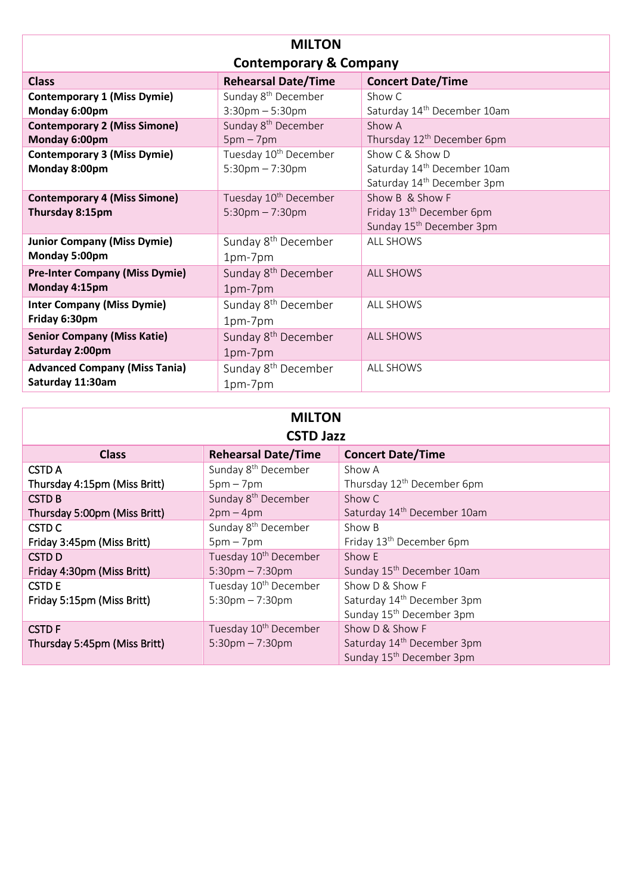| MILTON<br>Contemporary & Company | | |
|---|---|---|
| **Class** | **Rehearsal Date/Time** | **Concert Date/Time** |
| **Contemporary 1 (Miss Dymie)**<br>**Monday 6:00pm** | Sunday 8th December<br>3:30pm – 5:30pm | Show C<br>Saturday 14th December 10am |
| **Contemporary 2 (Miss Simone)**<br>**Monday 6:00pm** | Sunday 8th December<br>5pm – 7pm | Show A<br>Thursday 12th December 6pm |
| **Contemporary 3 (Miss Dymie)**<br>**Monday 8:00pm** | Tuesday 10th December<br>5:30pm – 7:30pm | Show C & Show D<br>Saturday 14th December 10am<br>Saturday 14th December 3pm |
| **Contemporary 4 (Miss Simone)**<br>**Thursday 8:15pm** | Tuesday 10th December<br>5:30pm – 7:30pm | Show B & Show F<br>Friday 13th December 6pm<br>Sunday 15th December 3pm |
| **Junior Company (Miss Dymie)**<br>**Monday 5:00pm** | Sunday 8th December<br>1pm-7pm | ALL SHOWS |
| **Pre-Inter Company (Miss Dymie)**<br>**Monday 4:15pm** | Sunday 8th December<br>1pm-7pm | ALL SHOWS |
| **Inter Company (Miss Dymie)**<br>**Friday 6:30pm** | Sunday 8th December<br>1pm-7pm | ALL SHOWS |
| **Senior Company (Miss Katie)**<br>**Saturday 2:00pm** | Sunday 8th December<br>1pm-7pm | ALL SHOWS |
| **Advanced Company (Miss Tania)**<br>**Saturday 11:30am** | Sunday 8th December<br>1pm-7pm | ALL SHOWS |

| MILTON<br>CSTD Jazz | | |
|---|---|---|
| **Class** | **Rehearsal Date/Time** | **Concert Date/Time** |
| CSTD A<br>Thursday 4:15pm (Miss Britt) | Sunday 8th December<br>5pm – 7pm | Show A<br>Thursday 12th December 6pm |
| CSTD B<br>Thursday 5:00pm (Miss Britt) | Sunday 8th December<br>2pm – 4pm | Show C<br>Saturday 14th December 10am |
| CSTD C<br>Friday 3:45pm (Miss Britt) | Sunday 8th December<br>5pm – 7pm | Show B<br>Friday 13th December 6pm |
| CSTD D<br>Friday 4:30pm (Miss Britt) | Tuesday 10th December<br>5:30pm – 7:30pm | Show E<br>Sunday 15th December 10am |
| CSTD E<br>Friday 5:15pm (Miss Britt) | Tuesday 10th December<br>5:30pm – 7:30pm | Show D & Show F<br>Saturday 14th December 3pm<br>Sunday 15th December 3pm |
| CSTD F<br>Thursday 5:45pm (Miss Britt) | Tuesday 10th December<br>5:30pm – 7:30pm | Show D & Show F<br>Saturday 14th December 3pm<br>Sunday 15th December 3pm |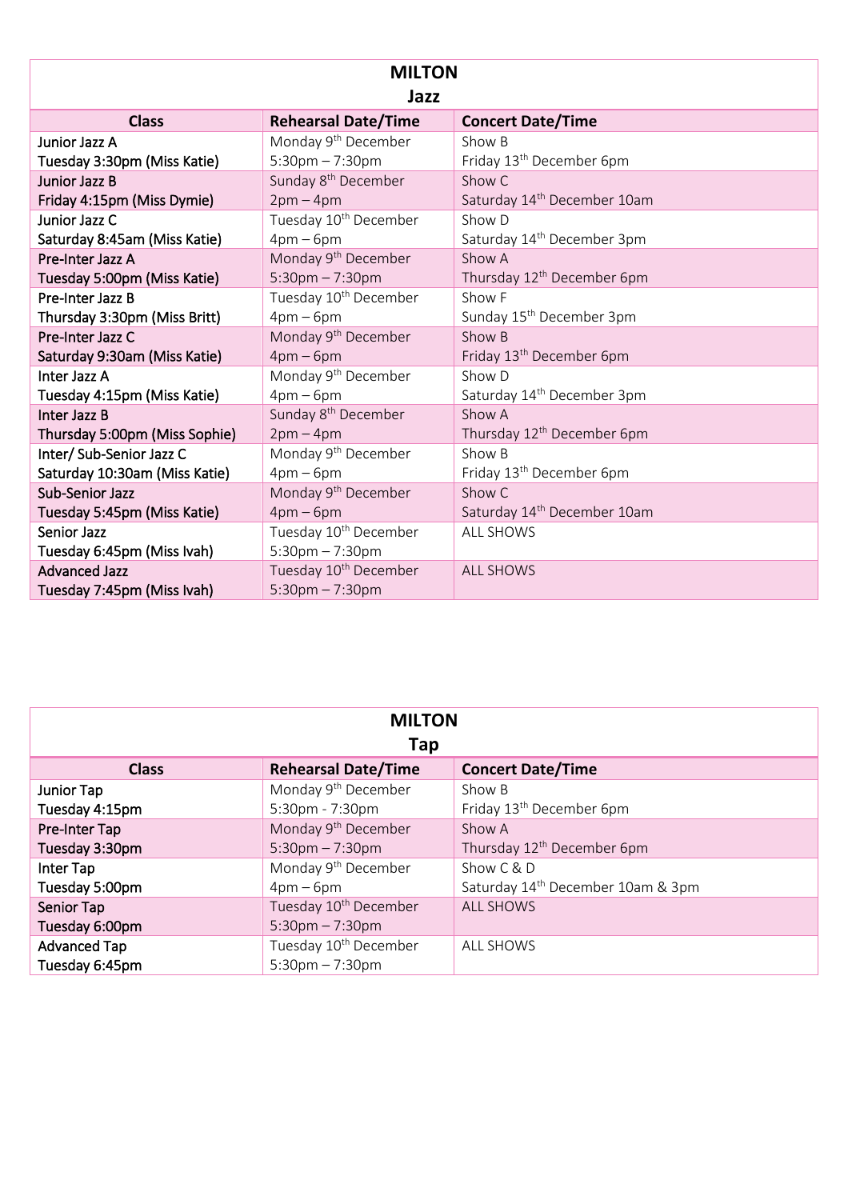| MILTON<br>Jazz | | |
|---|---|---|
| **Class** | **Rehearsal Date/Time** | **Concert Date/Time** |
| Junior Jazz A<br>Tuesday 3:30pm (Miss Katie) | Monday 9th December<br>5:30pm – 7:30pm | Show B<br>Friday 13th December 6pm |
| Junior Jazz B<br>Friday 4:15pm (Miss Dymie) | Sunday 8th December<br>2pm – 4pm | Show C<br>Saturday 14th December 10am |
| Junior Jazz C<br>Saturday 8:45am (Miss Katie) | Tuesday 10th December<br>4pm – 6pm | Show D<br>Saturday 14th December 3pm |
| Pre-Inter Jazz A<br>Tuesday 5:00pm (Miss Katie) | Monday 9th December<br>5:30pm – 7:30pm | Show A<br>Thursday 12th December 6pm |
| Pre-Inter Jazz B<br>Thursday 3:30pm (Miss Britt) | Tuesday 10th December<br>4pm – 6pm | Show F<br>Sunday 15th December 3pm |
| Pre-Inter Jazz C<br>Saturday 9:30am (Miss Katie) | Monday 9th December<br>4pm – 6pm | Show B<br>Friday 13th December 6pm |
| Inter Jazz A<br>Tuesday 4:15pm (Miss Katie) | Monday 9th December<br>4pm – 6pm | Show D<br>Saturday 14th December 3pm |
| Inter Jazz B<br>Thursday 5:00pm (Miss Sophie) | Sunday 8th December<br>2pm – 4pm | Show A<br>Thursday 12th December 6pm |
| Inter/ Sub-Senior Jazz C<br>Saturday 10:30am (Miss Katie) | Monday 9th December<br>4pm – 6pm | Show B<br>Friday 13th December 6pm |
| Sub-Senior Jazz<br>Tuesday 5:45pm (Miss Katie) | Monday 9th December<br>4pm – 6pm | Show C<br>Saturday 14th December 10am |
| Senior Jazz<br>Tuesday 6:45pm (Miss Ivah) | Tuesday 10th December<br>5:30pm – 7:30pm | ALL SHOWS |
| Advanced Jazz<br>Tuesday 7:45pm (Miss Ivah) | Tuesday 10th December<br>5:30pm – 7:30pm | ALL SHOWS |

| MILTON<br>Tap | | |
|---|---|---|
| **Class** | **Rehearsal Date/Time** | **Concert Date/Time** |
| Junior Tap<br>Tuesday 4:15pm | Monday 9th December<br>5:30pm - 7:30pm | Show B<br>Friday 13th December 6pm |
| Pre-Inter Tap<br>Tuesday 3:30pm | Monday 9th December<br>5:30pm – 7:30pm | Show A<br>Thursday 12th December 6pm |
| Inter Tap<br>Tuesday 5:00pm | Monday 9th December<br>4pm – 6pm | Show C & D<br>Saturday 14th December 10am & 3pm |
| Senior Tap<br>Tuesday 6:00pm | Tuesday 10th December<br>5:30pm – 7:30pm | ALL SHOWS |
| Advanced Tap<br>Tuesday 6:45pm | Tuesday 10th December<br>5:30pm – 7:30pm | ALL SHOWS |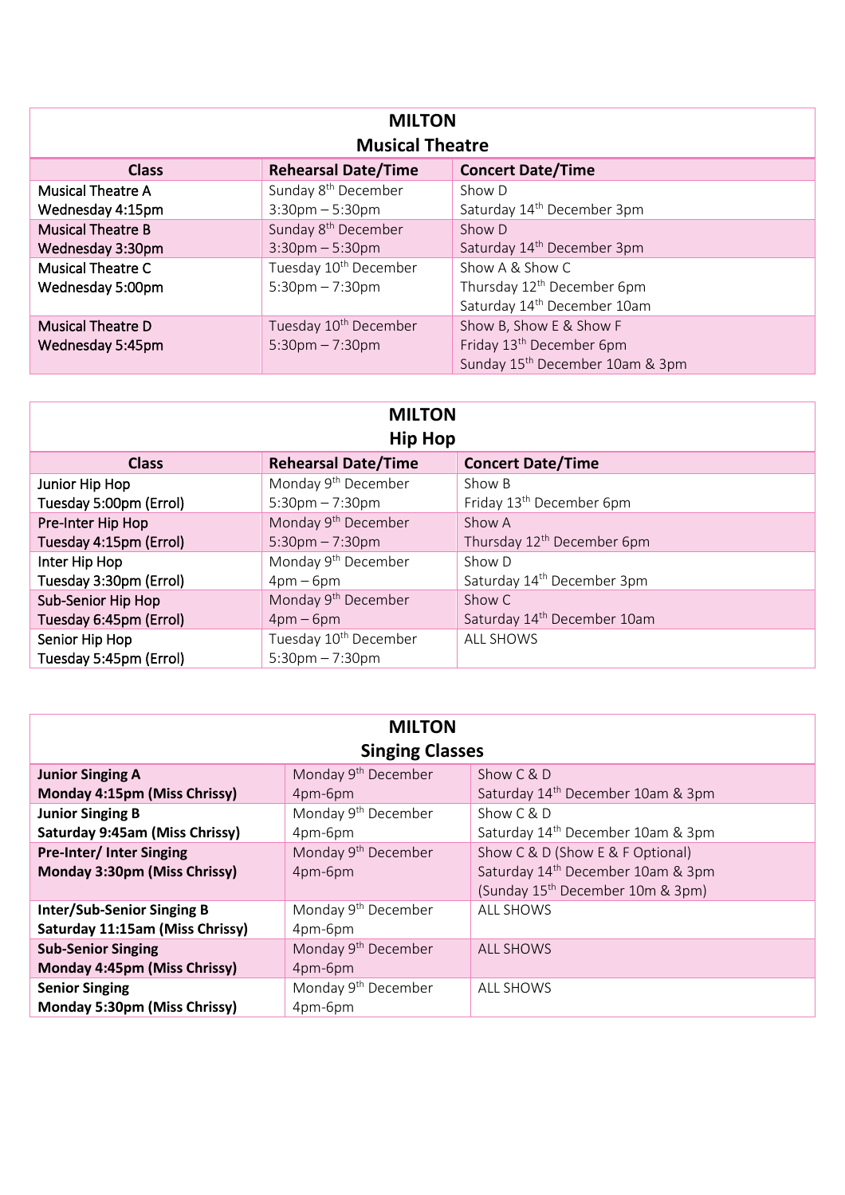| MILTON<br>Musical Theatre | | |
|---|---|---|
| **Class** | **Rehearsal Date/Time** | **Concert Date/Time** |
| Musical Theatre A<br>Wednesday 4:15pm | Sunday 8th December<br>3:30pm – 5:30pm | Show D<br>Saturday 14th December 3pm |
| Musical Theatre B<br>Wednesday 3:30pm | Sunday 8th December<br>3:30pm – 5:30pm | Show D<br>Saturday 14th December 3pm |
| Musical Theatre C<br>Wednesday 5:00pm | Tuesday 10th December<br>5:30pm – 7:30pm | Show A & Show C<br>Thursday 12th December 6pm<br>Saturday 14th December 10am |
| Musical Theatre D<br>Wednesday 5:45pm | Tuesday 10th December<br>5:30pm – 7:30pm | Show B, Show E & Show F<br>Friday 13th December 6pm<br>Sunday 15th December 10am & 3pm |

| MILTON<br>Hip Hop | | |
|---|---|---|
| **Class** | **Rehearsal Date/Time** | **Concert Date/Time** |
| Junior Hip Hop<br>Tuesday 5:00pm (Errol) | Monday 9th December<br>5:30pm – 7:30pm | Show B<br>Friday 13th December 6pm |
| Pre-Inter Hip Hop<br>Tuesday 4:15pm (Errol) | Monday 9th December<br>5:30pm – 7:30pm | Show A<br>Thursday 12th December 6pm |
| Inter Hip Hop<br>Tuesday 3:30pm (Errol) | Monday 9th December<br>4pm – 6pm | Show D<br>Saturday 14th December 3pm |
| Sub-Senior Hip Hop<br>Tuesday 6:45pm (Errol) | Monday 9th December<br>4pm – 6pm | Show C<br>Saturday 14th December 10am |
| Senior Hip Hop<br>Tuesday 5:45pm (Errol) | Tuesday 10th December<br>5:30pm – 7:30pm | ALL SHOWS |

| MILTON<br>Singing Classes | | |
|---|---|---|
| **Junior Singing A**<br>**Monday 4:15pm (Miss Chrissy)** | Monday 9th December<br>4pm-6pm | Show C & D<br>Saturday 14th December 10am & 3pm |
| **Junior Singing B**<br>**Saturday 9:45am (Miss Chrissy)** | Monday 9th December<br>4pm-6pm | Show C & D<br>Saturday 14th December 10am & 3pm |
| **Pre-Inter/ Inter Singing**<br>**Monday 3:30pm (Miss Chrissy)** | Monday 9th December<br>4pm-6pm | Show C & D (Show E & F Optional)<br>Saturday 14th December 10am & 3pm<br>(Sunday 15th December 10m & 3pm) |
| **Inter/Sub-Senior Singing B**<br>**Saturday 11:15am (Miss Chrissy)** | Monday 9th December<br>4pm-6pm | ALL SHOWS |
| **Sub-Senior Singing**<br>**Monday 4:45pm (Miss Chrissy)** | Monday 9th December<br>4pm-6pm | ALL SHOWS |
| **Senior Singing**<br>**Monday 5:30pm (Miss Chrissy)** | Monday 9th December<br>4pm-6pm | ALL SHOWS |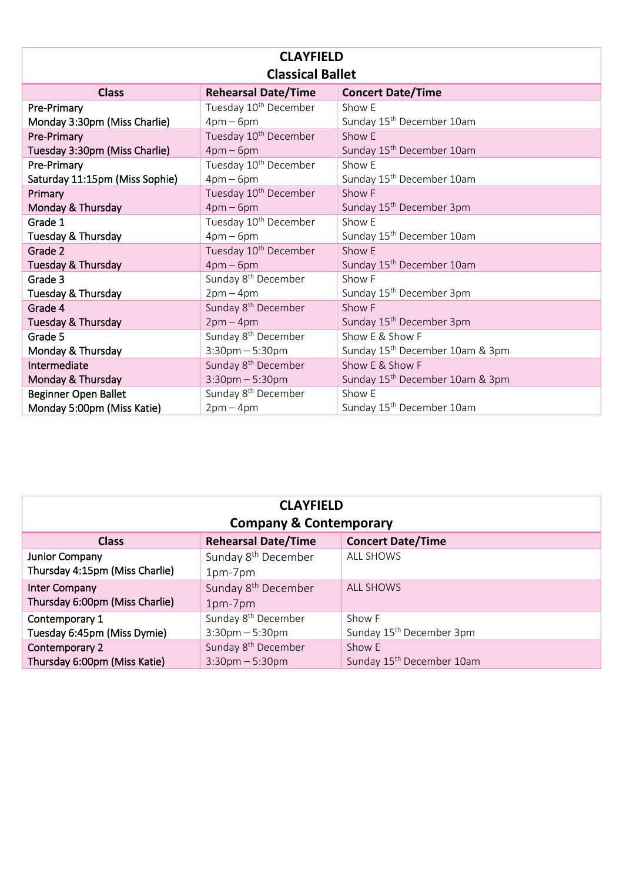| CLAYFIELD<br>Classical Ballet | | |
|---|---|---|
| **Class** | **Rehearsal Date/Time** | **Concert Date/Time** |
| Pre-Primary<br>Monday 3:30pm (Miss Charlie) | Tuesday 10th December<br>4pm – 6pm | Show E<br>Sunday 15th December 10am |
| Pre-Primary<br>Tuesday 3:30pm (Miss Charlie) | Tuesday 10th December<br>4pm – 6pm | Show E<br>Sunday 15th December 10am |
| Pre-Primary<br>Saturday 11:15pm (Miss Sophie) | Tuesday 10th December<br>4pm – 6pm | Show E<br>Sunday 15th December 10am |
| Primary<br>Monday & Thursday | Tuesday 10th December<br>4pm – 6pm | Show F<br>Sunday 15th December 3pm |
| Grade 1<br>Tuesday & Thursday | Tuesday 10th December<br>4pm – 6pm | Show E<br>Sunday 15th December 10am |
| Grade 2<br>Tuesday & Thursday | Tuesday 10th December<br>4pm – 6pm | Show E<br>Sunday 15th December 10am |
| Grade 3<br>Tuesday & Thursday | Sunday 8th December<br>2pm – 4pm | Show F<br>Sunday 15th December 3pm |
| Grade 4<br>Tuesday & Thursday | Sunday 8th December<br>2pm – 4pm | Show F<br>Sunday 15th December 3pm |
| Grade 5<br>Monday & Thursday | Sunday 8th December<br>3:30pm – 5:30pm | Show E & Show F<br>Sunday 15th December 10am & 3pm |
| Intermediate<br>Monday & Thursday | Sunday 8th December<br>3:30pm – 5:30pm | Show E & Show F<br>Sunday 15th December 10am & 3pm |
| Beginner Open Ballet<br>Monday 5:00pm (Miss Katie) | Sunday 8th December<br>2pm – 4pm | Show E<br>Sunday 15th December 10am |

| CLAYFIELD<br>Company & Contemporary | | |
|---|---|---|
| **Class** | **Rehearsal Date/Time** | **Concert Date/Time** |
| Junior Company<br>Thursday 4:15pm (Miss Charlie) | Sunday 8th December<br>1pm-7pm | ALL SHOWS |
| Inter Company<br>Thursday 6:00pm (Miss Charlie) | Sunday 8th December<br>1pm-7pm | ALL SHOWS |
| Contemporary 1<br>Tuesday 6:45pm (Miss Dymie) | Sunday 8th December<br>3:30pm – 5:30pm | Show F<br>Sunday 15th December 3pm |
| Contemporary 2<br>Thursday 6:00pm (Miss Katie) | Sunday 8th December<br>3:30pm – 5:30pm | Show E<br>Sunday 15th December 10am |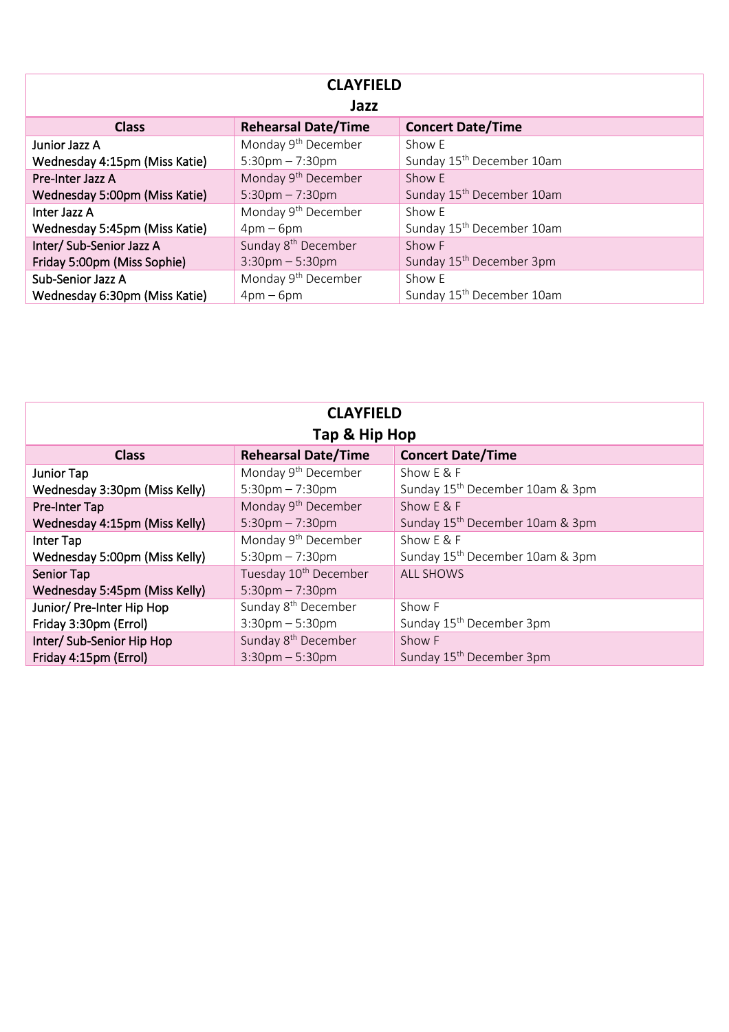| CLAYFIELD<br>Jazz | | |
|---|---|---|
| **Class** | **Rehearsal Date/Time** | **Concert Date/Time** |
| Junior Jazz A<br>Wednesday 4:15pm (Miss Katie) | Monday 9th December<br>5:30pm – 7:30pm | Show E<br>Sunday 15th December 10am |
| Pre-Inter Jazz A<br>Wednesday 5:00pm (Miss Katie) | Monday 9th December<br>5:30pm – 7:30pm | Show E<br>Sunday 15th December 10am |
| Inter Jazz A<br>Wednesday 5:45pm (Miss Katie) | Monday 9th December<br>4pm – 6pm | Show E<br>Sunday 15th December 10am |
| Inter/ Sub-Senior Jazz A<br>Friday 5:00pm (Miss Sophie) | Sunday 8th December<br>3:30pm – 5:30pm | Show F<br>Sunday 15th December 3pm |
| Sub-Senior Jazz A<br>Wednesday 6:30pm (Miss Katie) | Monday 9th December<br>4pm – 6pm | Show E<br>Sunday 15th December 10am |

| CLAYFIELD<br>Tap & Hip Hop | | |
|---|---|---|
| **Class** | **Rehearsal Date/Time** | **Concert Date/Time** |
| Junior Tap<br>Wednesday 3:30pm (Miss Kelly) | Monday 9th December<br>5:30pm – 7:30pm | Show E & F<br>Sunday 15th December 10am & 3pm |
| Pre-Inter Tap<br>Wednesday 4:15pm (Miss Kelly) | Monday 9th December<br>5:30pm – 7:30pm | Show E & F<br>Sunday 15th December 10am & 3pm |
| Inter Tap<br>Wednesday 5:00pm (Miss Kelly) | Monday 9th December<br>5:30pm – 7:30pm | Show E & F<br>Sunday 15th December 10am & 3pm |
| Senior Tap<br>Wednesday 5:45pm (Miss Kelly) | Tuesday 10th December<br>5:30pm – 7:30pm | ALL SHOWS |
| Junior/ Pre-Inter Hip Hop<br>Friday 3:30pm (Errol) | Sunday 8th December<br>3:30pm – 5:30pm | Show F<br>Sunday 15th December 3pm |
| Inter/ Sub-Senior Hip Hop<br>Friday 4:15pm (Errol) | Sunday 8th December<br>3:30pm – 5:30pm | Show F<br>Sunday 15th December 3pm |